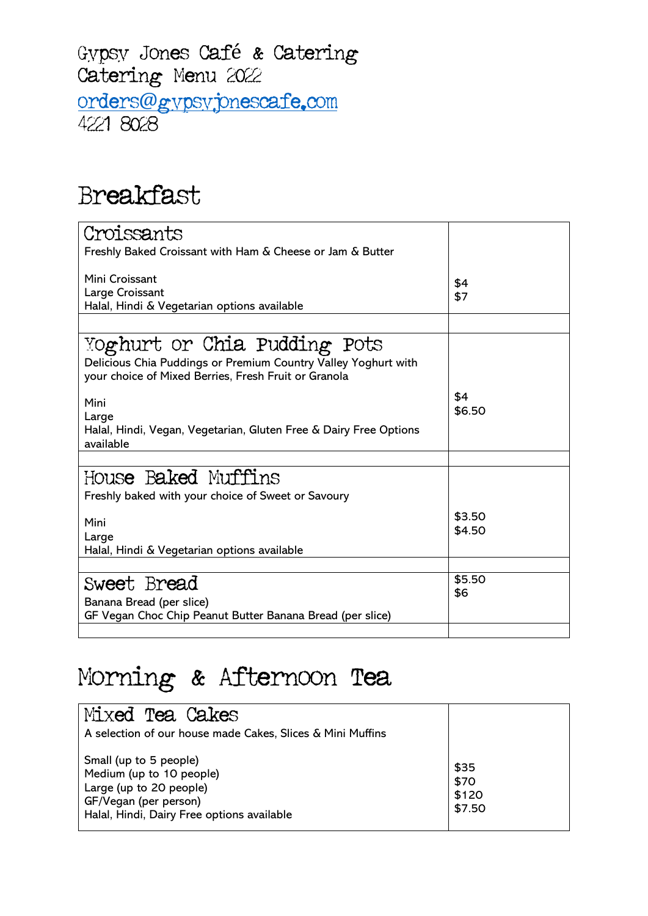Gypsy Jones Café & Catering
Catering Menu 2022
orders@gypsyjonescafe.com
4221 8028

# Breakfast

| | |
|---|---|
| **Croissants**<br>Freshly Baked Croissant with Ham & Cheese or Jam & Butter<br><br>Mini Croissant<br>Large Croissant<br>Halal, Hindi & Vegetarian options available | <br><br><br>$4<br>$7 |
| | |
| **Yoghurt or Chia Pudding Pots**<br>Delicious Chia Puddings or Premium Country Valley Yoghurt with your choice of Mixed Berries, Fresh Fruit or Granola<br><br>Mini<br>Large<br>Halal, Hindi, Vegan, Vegetarian, Gluten Free & Dairy Free Options available | <br><br><br>$4<br>$6.50 |
| | |
| **House Baked Muffins**<br>Freshly baked with your choice of Sweet or Savoury<br><br>Mini<br>Large<br>Halal, Hindi & Vegetarian options available | <br><br>$3.50<br>$4.50 |
| | |
| **Sweet Bread**<br>Banana Bread (per slice)<br>GF Vegan Choc Chip Peanut Butter Banana Bread (per slice) | $5.50<br>$6 |
| | |

# Morning & Afternoon Tea

| | |
|---|---|
| **Mixed Tea Cakes**<br>A selection of our house made Cakes, Slices & Mini Muffins<br><br>Small (up to 5 people)<br>Medium (up to 10 people)<br>Large (up to 20 people)<br>GF/Vegan (per person)<br>Halal, Hindi, Dairy Free options available | <br><br><br>$35<br>$70<br>$120<br>$7.50 |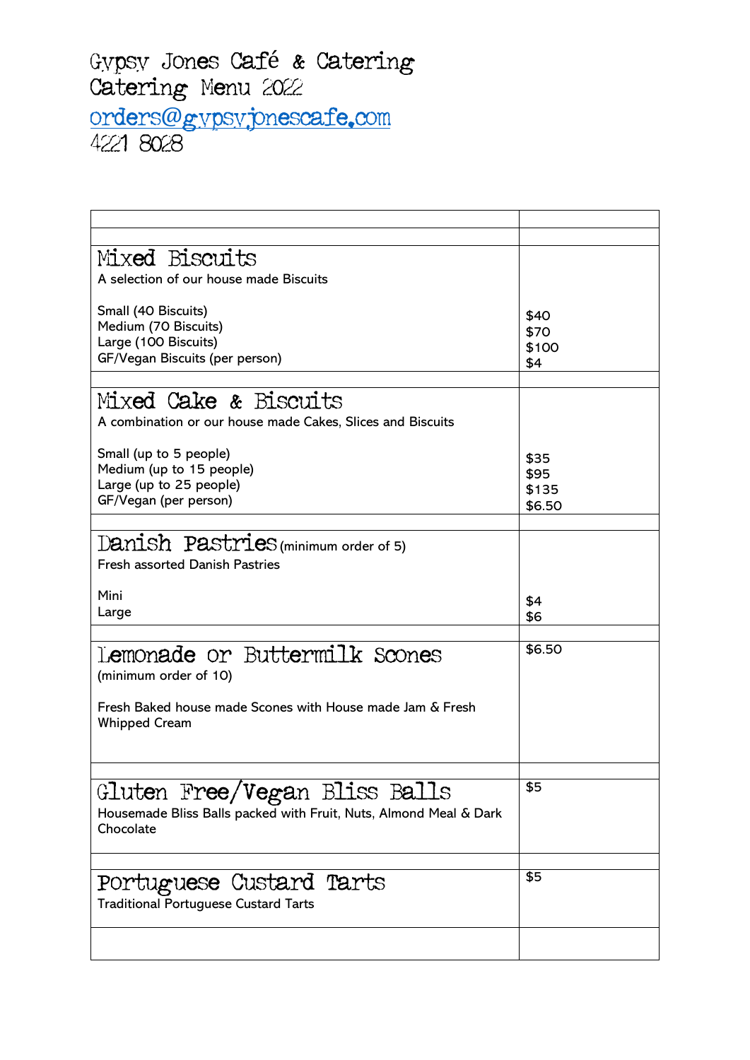# Gypsy Jones Café & Catering
## Catering Menu 2022
orders@gypsyjonescafe.com
4221 8028

| | |
|---|---|
| | |
| | |
| **Mixed Biscuits**<br>A selection of our house made Biscuits<br><br>Small (40 Biscuits)<br>Medium (70 Biscuits)<br>Large (100 Biscuits)<br>GF/Vegan Biscuits (per person) | <br><br><br>$40<br>$70<br>$100<br>$4 |
| | |
| **Mixed Cake & Biscuits**<br>A combination or our house made Cakes, Slices and Biscuits<br><br>Small (up to 5 people)<br>Medium (up to 15 people)<br>Large (up to 25 people)<br>GF/Vegan (per person) | <br><br><br>$35<br>$95<br>$135<br>$6.50 |
| | |
| **Danish Pastries** (minimum order of 5)<br>Fresh assorted Danish Pastries<br><br>Mini<br>Large | <br><br><br>$4<br>$6 |
| | |
| **Lemonade or Buttermilk Scones**<br>(minimum order of 10)<br><br>Fresh Baked house made Scones with House made Jam & Fresh Whipped Cream | $6.50 |
| | |
| **Gluten Free/Vegan Bliss Balls**<br>Housemade Bliss Balls packed with Fruit, Nuts, Almond Meal & Dark Chocolate | $5 |
| | |
| **Portuguese Custard Tarts**<br>Traditional Portuguese Custard Tarts | $5 |
| | |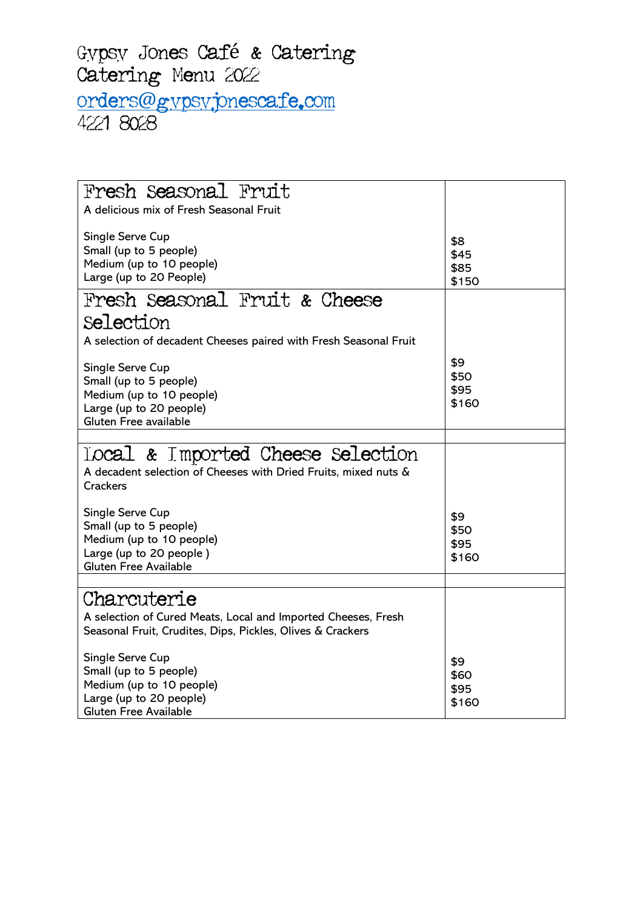Gypsy Jones Café & Catering
Catering Menu 2022
orders@gypsyjonescafe.com
4221 8028

| | |
|---|---|
| **Fresh Seasonal Fruit**<br>A delicious mix of Fresh Seasonal Fruit<br><br>Single Serve Cup<br>Small (up to 5 people)<br>Medium (up to 10 people)<br>Large (up to 20 People) | <br><br><br>$8<br>$45<br>$85<br>$150 |
| **Fresh Seasonal Fruit & Cheese Selection**<br>A selection of decadent Cheeses paired with Fresh Seasonal Fruit<br><br>Single Serve Cup<br>Small (up to 5 people)<br>Medium (up to 10 people)<br>Large (up to 20 people)<br>Gluten Free available | <br><br><br>$9<br>$50<br>$95<br>$160 |
| | |
| **Local & Imported Cheese Selection**<br>A decadent selection of Cheeses with Dried Fruits, mixed nuts & Crackers<br><br>Single Serve Cup<br>Small (up to 5 people)<br>Medium (up to 10 people)<br>Large (up to 20 people )<br>Gluten Free Available | <br><br><br>$9<br>$50<br>$95<br>$160 |
| | |
| **Charcuterie**<br>A selection of Cured Meats, Local and Imported Cheeses, Fresh Seasonal Fruit, Crudites, Dips, Pickles, Olives & Crackers<br><br>Single Serve Cup<br>Small (up to 5 people)<br>Medium (up to 10 people)<br>Large (up to 20 people)<br>Gluten Free Available | <br><br><br>$9<br>$60<br>$95<br>$160 |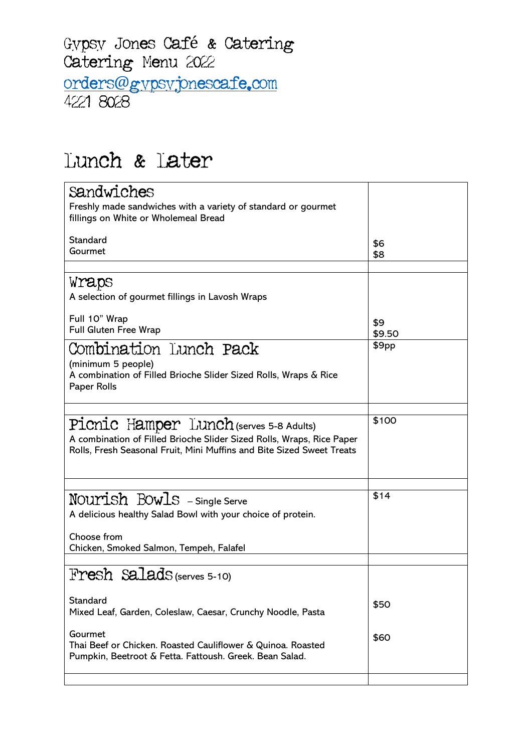# Gypsy Jones Café & Catering
Catering Menu 2022
orders@gypsyjonescafe.com
4221 8028

## Lunch & Later

| Item | Price |
|---|---|
| **Sandwiches**<br>Freshly made sandwiches with a variety of standard or gourmet fillings on White or Wholemeal Bread<br><br>Standard<br>Gourmet | <br><br><br><br>$6<br>$8 |
| | |
| **Wraps**<br>A selection of gourmet fillings in Lavosh Wraps<br><br>Full 10" Wrap<br>Full Gluten Free Wrap | <br><br><br>$9<br>$9.50 |
| **Combination Lunch Pack**<br>(minimum 5 people)<br>A combination of Filled Brioche Slider Sized Rolls, Wraps & Rice Paper Rolls | $9pp |
| | |
| **Picnic Hamper Lunch** (serves 5-8 Adults)<br>A combination of Filled Brioche Slider Sized Rolls, Wraps, Rice Paper Rolls, Fresh Seasonal Fruit, Mini Muffins and Bite Sized Sweet Treats | $100 |
| | |
| **Nourish Bowls** – Single Serve<br>A delicious healthy Salad Bowl with your choice of protein.<br><br>Choose from<br>Chicken, Smoked Salmon, Tempeh, Falafel | $14 |
| | |
| **Fresh Salads** (serves 5-10)<br><br>Standard<br>Mixed Leaf, Garden, Coleslaw, Caesar, Crunchy Noodle, Pasta<br><br>Gourmet<br>Thai Beef or Chicken. Roasted Cauliflower & Quinoa. Roasted Pumpkin, Beetroot & Fetta. Fattoush. Greek. Bean Salad. | <br><br>$50<br><br><br>$60 |
| | |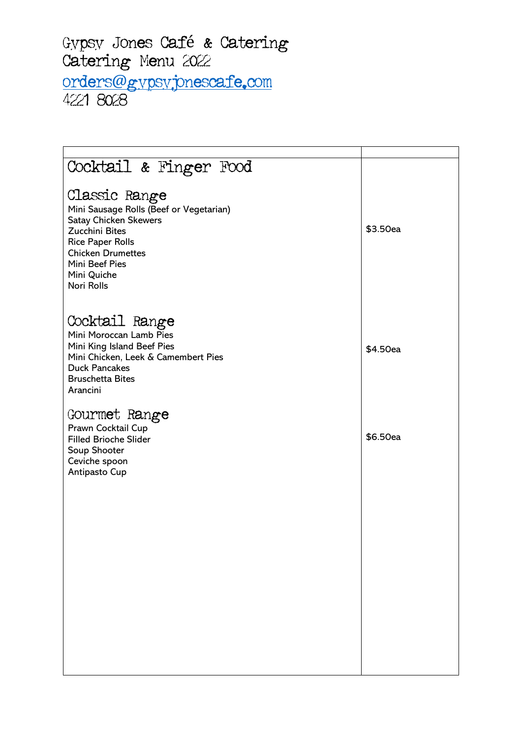# Gypsy Jones Café & Catering
## Catering Menu 2022
orders@gypsyjonescafe.com
4221 8028

| | |
|---|---|
| **Cocktail & Finger Food** | |
| **Classic Range**<br>Mini Sausage Rolls (Beef or Vegetarian)<br>Satay Chicken Skewers<br>Zucchini Bites<br>Rice Paper Rolls<br>Chicken Drumettes<br>Mini Beef Pies<br>Mini Quiche<br>Nori Rolls | $3.50ea |
| **Cocktail Range**<br>Mini Moroccan Lamb Pies<br>Mini King Island Beef Pies<br>Mini Chicken, Leek & Camembert Pies<br>Duck Pancakes<br>Bruschetta Bites<br>Arancini | $4.50ea |
| **Gourmet Range**<br>Prawn Cocktail Cup<br>Filled Brioche Slider<br>Soup Shooter<br>Ceviche spoon<br>Antipasto Cup | $6.50ea |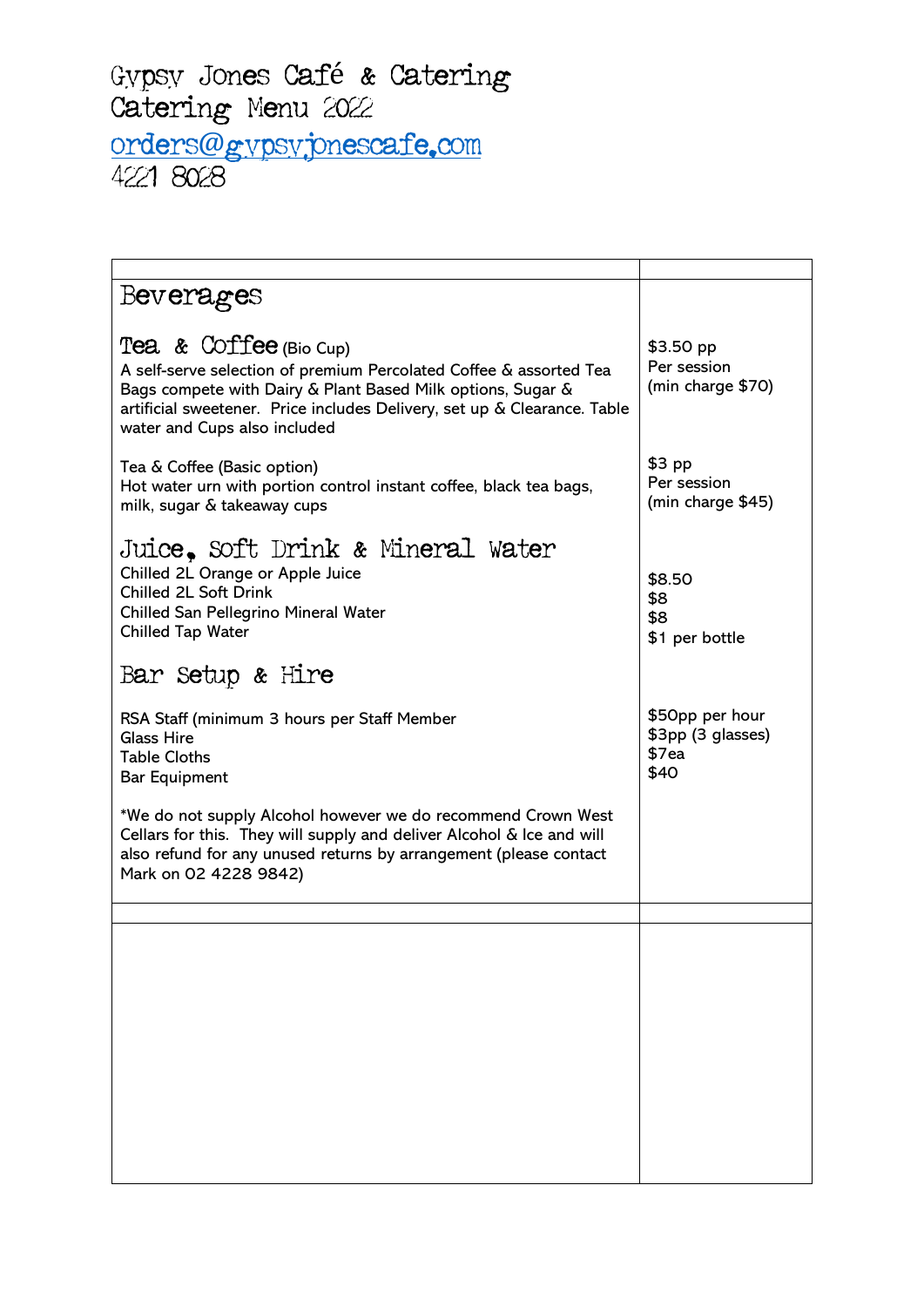# Gypsy Jones Café & Catering
## Catering Menu 2022
orders@gypsyjonescafe.com
4221 8028

| | |
|---|---|
| **Beverages** | |
| **Tea & Coffee** (Bio Cup)<br>A self-serve selection of premium Percolated Coffee & assorted Tea Bags compete with Dairy & Plant Based Milk options, Sugar & artificial sweetener. Price includes Delivery, set up & Clearance. Table water and Cups also included | $3.50 pp<br>Per session<br>(min charge $70) |
| Tea & Coffee (Basic option)<br>Hot water urn with portion control instant coffee, black tea bags, milk, sugar & takeaway cups | $3 pp<br>Per session<br>(min charge $45) |
| **Juice, Soft Drink & Mineral Water** | |
| Chilled 2L Orange or Apple Juice | $8.50 |
| Chilled 2L Soft Drink | $8 |
| Chilled San Pellegrino Mineral Water | $8 |
| Chilled Tap Water | $1 per bottle |
| **Bar Setup & Hire** | |
| RSA Staff (minimum 3 hours per Staff Member | $50pp per hour |
| Glass Hire | $3pp (3 glasses) |
| Table Cloths | $7ea |
| Bar Equipment | $40 |
| *We do not supply Alcohol however we do recommend Crown West Cellars for this. They will supply and deliver Alcohol & Ice and will also refund for any unused returns by arrangement (please contact Mark on 02 4228 9842) | |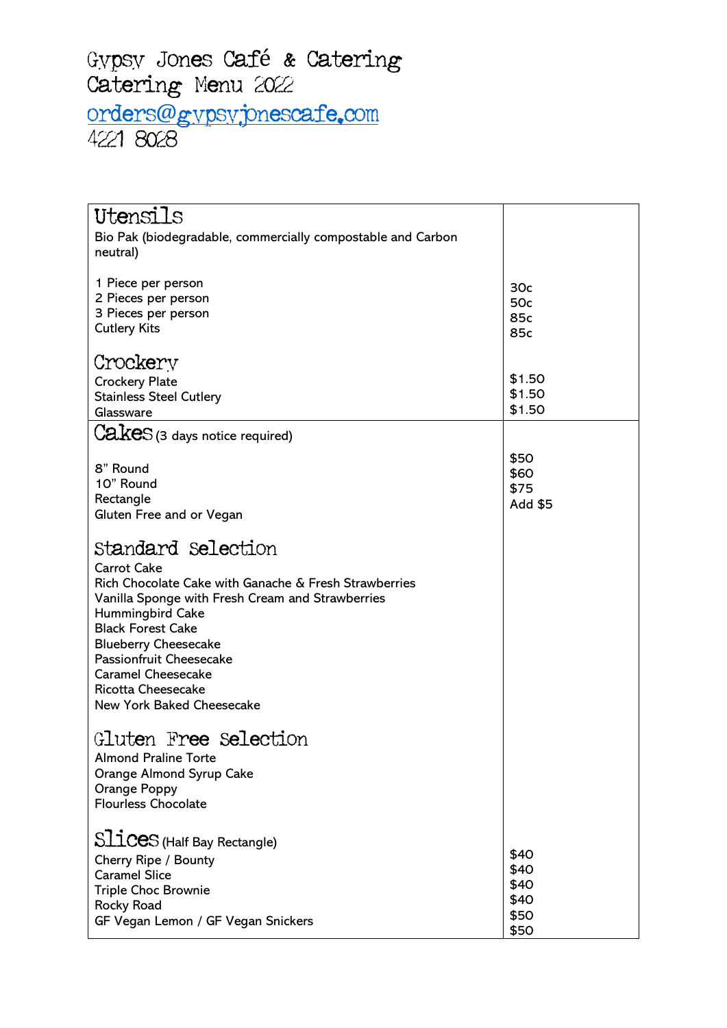# Gypsy Jones Café & Catering
# Catering Menu 2022
# orders@gypsyjonescafe.com
# 4221 8028

| | |
|---|---|
| **Utensils**<br>Bio Pak (biodegradable, commercially compostable and Carbon neutral)<br><br>1 Piece per person<br>2 Pieces per person<br>3 Pieces per person<br>Cutlery Kits<br><br>**Crockery**<br>Crockery Plate<br>Stainless Steel Cutlery<br>Glassware | <br><br><br>30c<br>50c<br>85c<br>85c<br><br><br>$1.50<br>$1.50<br>$1.50 |
| **Cakes** (3 days notice required)<br><br>8" Round<br>10" Round<br>Rectangle<br>Gluten Free and or Vegan<br><br>**Standard Selection**<br>Carrot Cake<br>Rich Chocolate Cake with Ganache & Fresh Strawberries<br>Vanilla Sponge with Fresh Cream and Strawberries<br>Hummingbird Cake<br>Black Forest Cake<br>Blueberry Cheesecake<br>Passionfruit Cheesecake<br>Caramel Cheesecake<br>Ricotta Cheesecake<br>New York Baked Cheesecake<br><br>**Gluten Free Selection**<br>Almond Praline Torte<br>Orange Almond Syrup Cake<br>Orange Poppy<br>Flourless Chocolate<br><br>**Slices** (Half Bay Rectangle)<br>Cherry Ripe / Bounty<br>Caramel Slice<br>Triple Choc Brownie<br>Rocky Road<br>GF Vegan Lemon / GF Vegan Snickers | <br><br>$50<br>$60<br>$75<br>Add $5<br><br><br><br><br><br><br><br><br><br><br><br><br><br><br><br><br><br><br><br><br><br>$40<br>$40<br>$40<br>$40<br>$50<br>$50 |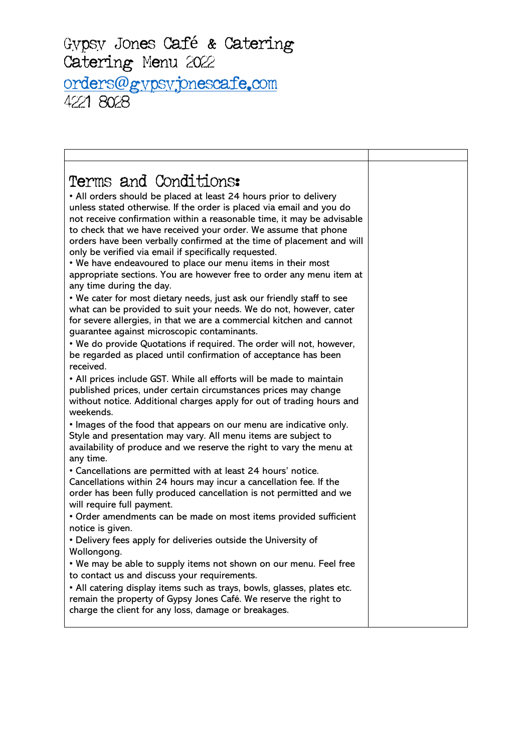# Gypsy Jones Café & Catering
# Catering Menu 2022

orders@gypsyjonescafe.com

4221 8028

| | |
|---|---|
| **Terms and Conditions:**<br>• All orders should be placed at least 24 hours prior to delivery unless stated otherwise. If the order is placed via email and you do not receive confirmation within a reasonable time, it may be advisable to check that we have received your order. We assume that phone orders have been verbally confirmed at the time of placement and will only be verified via email if specifically requested.<br>• We have endeavoured to place our menu items in their most appropriate sections. You are however free to order any menu item at any time during the day.<br>• We cater for most dietary needs, just ask our friendly staff to see what can be provided to suit your needs. We do not, however, cater for severe allergies, in that we are a commercial kitchen and cannot guarantee against microscopic contaminants.<br>• We do provide Quotations if required. The order will not, however, be regarded as placed until confirmation of acceptance has been received.<br>• All prices include GST. While all efforts will be made to maintain published prices, under certain circumstances prices may change without notice. Additional charges apply for out of trading hours and weekends.<br>• Images of the food that appears on our menu are indicative only. Style and presentation may vary. All menu items are subject to availability of produce and we reserve the right to vary the menu at any time.<br>• Cancellations are permitted with at least 24 hours' notice. Cancellations within 24 hours may incur a cancellation fee. If the order has been fully produced cancellation is not permitted and we will require full payment.<br>• Order amendments can be made on most items provided sufficient notice is given.<br>• Delivery fees apply for deliveries outside the University of Wollongong.<br>• We may be able to supply items not shown on our menu. Feel free to contact us and discuss your requirements.<br>• All catering display items such as trays, bowls, glasses, plates etc. remain the property of Gypsy Jones Café. We reserve the right to charge the client for any loss, damage or breakages. | |